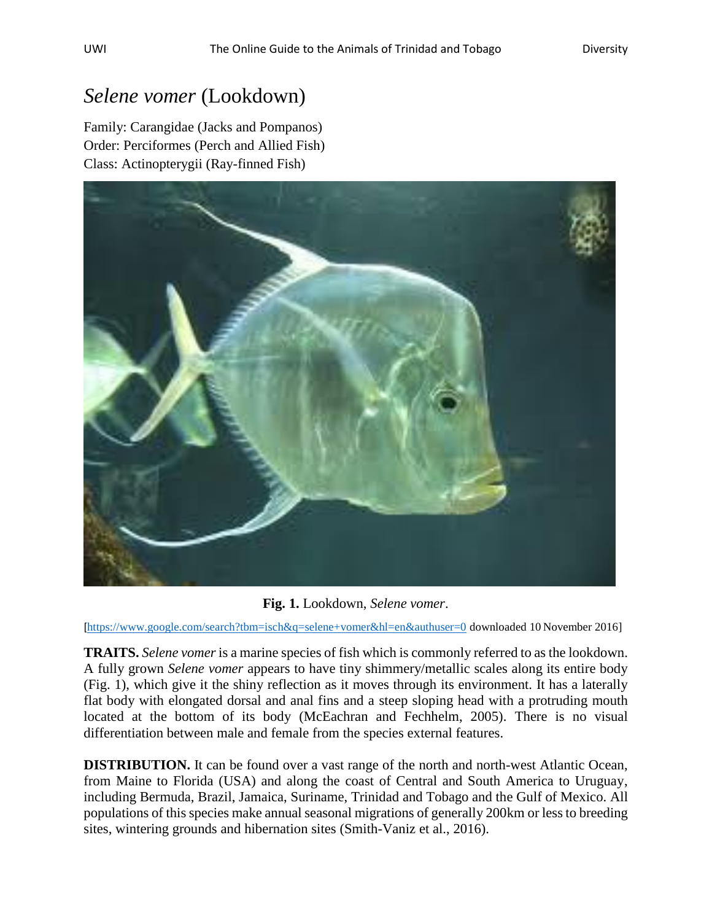# *Selene vomer* (Lookdown)

Family: Carangidae (Jacks and Pompanos)
Order: Perciformes (Perch and Allied Fish)
Class: Actinopterygii (Ray-finned Fish)

**Fig. 1.** Lookdown, *Selene vomer*.

[https://www.google.com/search?tbm=isch&q=selene+vomer&hl=en&authuser=0 downloaded 10 November 2016]

**TRAITS.** *Selene vomer* is a marine species of fish which is commonly referred to as the lookdown. A fully grown *Selene vomer* appears to have tiny shimmery/metallic scales along its entire body (Fig. 1), which give it the shiny reflection as it moves through its environment. It has a laterally flat body with elongated dorsal and anal fins and a steep sloping head with a protruding mouth located at the bottom of its body (McEachran and Fechhelm, 2005). There is no visual differentiation between male and female from the species external features.

**DISTRIBUTION.** It can be found over a vast range of the north and north-west Atlantic Ocean, from Maine to Florida (USA) and along the coast of Central and South America to Uruguay, including Bermuda, Brazil, Jamaica, Suriname, Trinidad and Tobago and the Gulf of Mexico. All populations of this species make annual seasonal migrations of generally 200km or less to breeding sites, wintering grounds and hibernation sites (Smith-Vaniz et al., 2016).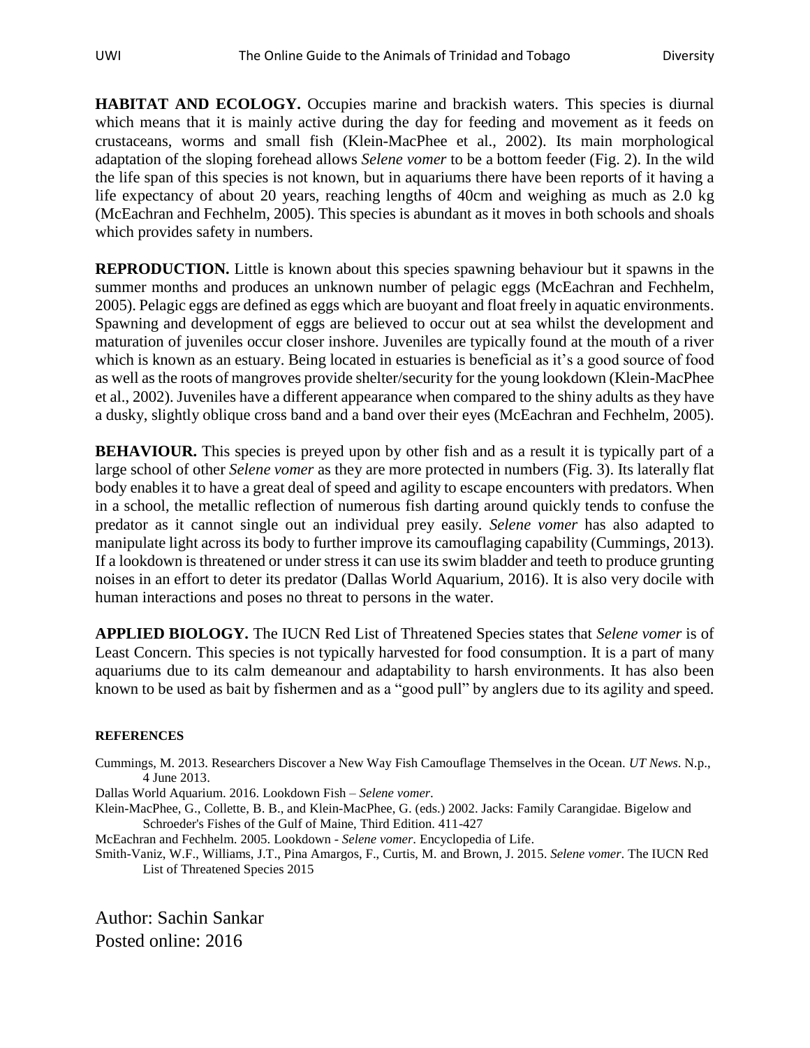**HABITAT AND ECOLOGY.** Occupies marine and brackish waters. This species is diurnal which means that it is mainly active during the day for feeding and movement as it feeds on crustaceans, worms and small fish (Klein-MacPhee et al., 2002). Its main morphological adaptation of the sloping forehead allows *Selene vomer* to be a bottom feeder (Fig. 2). In the wild the life span of this species is not known, but in aquariums there have been reports of it having a life expectancy of about 20 years, reaching lengths of 40cm and weighing as much as 2.0 kg (McEachran and Fechhelm, 2005). This species is abundant as it moves in both schools and shoals which provides safety in numbers.

**REPRODUCTION.** Little is known about this species spawning behaviour but it spawns in the summer months and produces an unknown number of pelagic eggs (McEachran and Fechhelm, 2005). Pelagic eggs are defined as eggs which are buoyant and float freely in aquatic environments. Spawning and development of eggs are believed to occur out at sea whilst the development and maturation of juveniles occur closer inshore. Juveniles are typically found at the mouth of a river which is known as an estuary. Being located in estuaries is beneficial as it's a good source of food as well as the roots of mangroves provide shelter/security for the young lookdown (Klein-MacPhee et al., 2002). Juveniles have a different appearance when compared to the shiny adults as they have a dusky, slightly oblique cross band and a band over their eyes (McEachran and Fechhelm, 2005).

**BEHAVIOUR.** This species is preyed upon by other fish and as a result it is typically part of a large school of other *Selene vomer* as they are more protected in numbers (Fig. 3). Its laterally flat body enables it to have a great deal of speed and agility to escape encounters with predators. When in a school, the metallic reflection of numerous fish darting around quickly tends to confuse the predator as it cannot single out an individual prey easily. *Selene vomer* has also adapted to manipulate light across its body to further improve its camouflaging capability (Cummings, 2013). If a lookdown is threatened or under stress it can use its swim bladder and teeth to produce grunting noises in an effort to deter its predator (Dallas World Aquarium, 2016). It is also very docile with human interactions and poses no threat to persons in the water.

**APPLIED BIOLOGY.** The IUCN Red List of Threatened Species states that *Selene vomer* is of Least Concern. This species is not typically harvested for food consumption. It is a part of many aquariums due to its calm demeanour and adaptability to harsh environments. It has also been known to be used as bait by fishermen and as a "good pull" by anglers due to its agility and speed.

**REFERENCES**

Cummings, M. 2013. Researchers Discover a New Way Fish Camouflage Themselves in the Ocean. *UT News*. N.p., 4 June 2013.

Dallas World Aquarium. 2016. Lookdown Fish – *Selene vomer*.

Klein-MacPhee, G., Collette, B. B., and Klein-MacPhee, G. (eds.) 2002. Jacks: Family Carangidae. Bigelow and Schroeder's Fishes of the Gulf of Maine, Third Edition. 411-427

McEachran and Fechhelm. 2005. Lookdown - *Selene vomer*. Encyclopedia of Life.

Smith-Vaniz, W.F., Williams, J.T., Pina Amargos, F., Curtis, M. and Brown, J. 2015. *Selene vomer*. The IUCN Red List of Threatened Species 2015

Author: Sachin Sankar
Posted online: 2016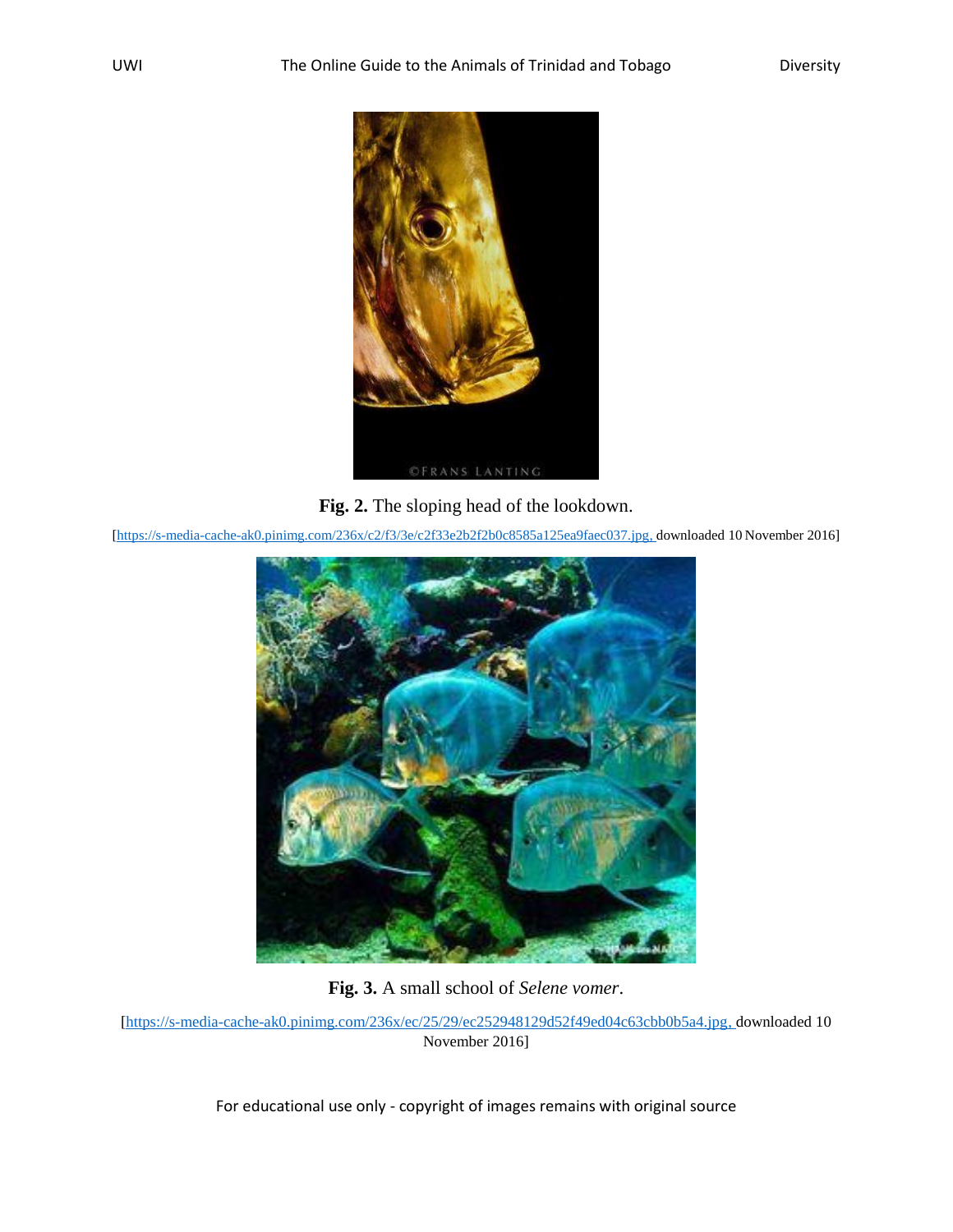**Fig. 2.** The sloping head of the lookdown.

[https://s-media-cache-ak0.pinimg.com/236x/c2/f3/3e/c2f33e2b2f2b0c8585a125ea9faec037.jpg, downloaded 10 November 2016]

**Fig. 3.** A small school of *Selene vomer*.

[https://s-media-cache-ak0.pinimg.com/236x/ec/25/29/ec252948129d52f49ed04c63cbb0b5a4.jpg, downloaded 10 November 2016]